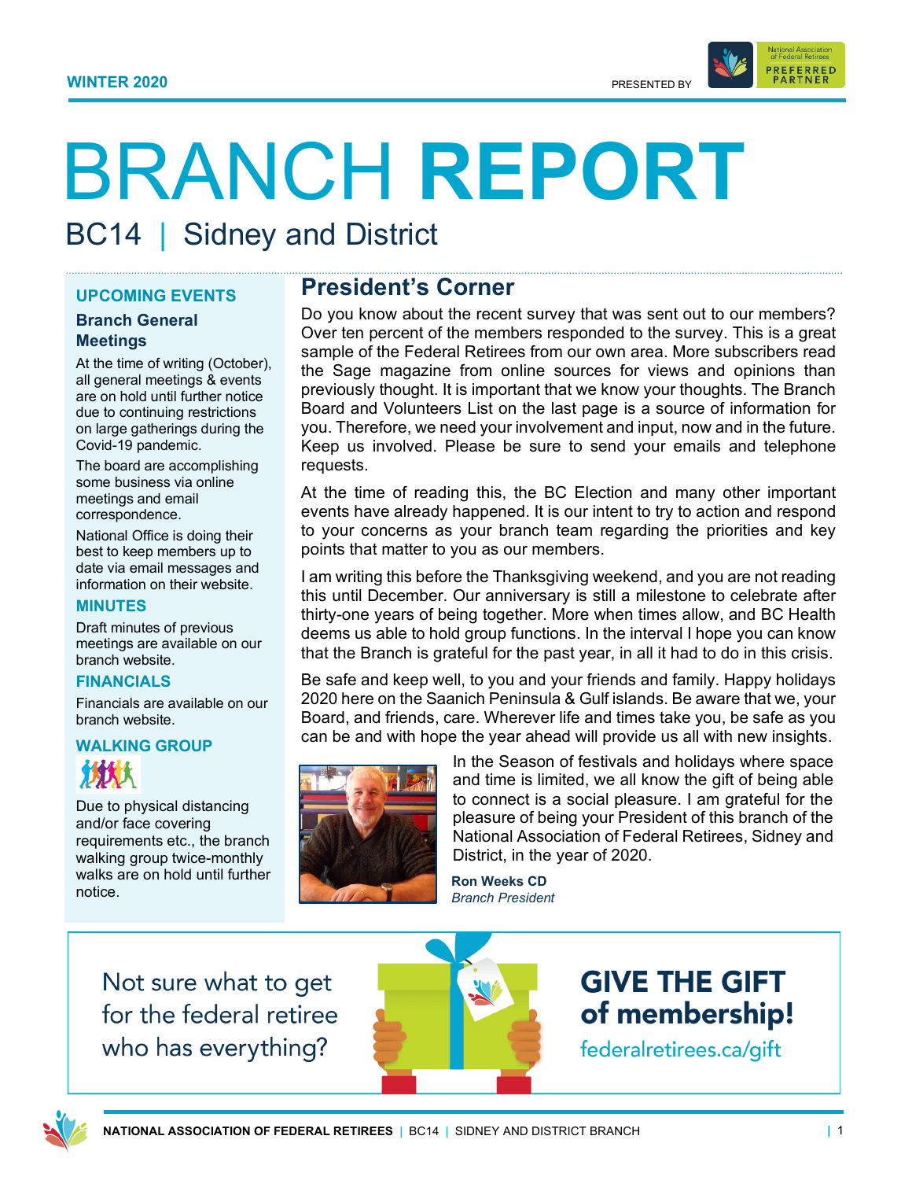WINTER 2020

PRESENTED BY

# BRANCH **REPORT**

## BC14 | Sidney and District

### UPCOMING EVENTS

**Branch General Meetings**

At the time of writing (October), all general meetings & events are on hold until further notice due to continuing restrictions on large gatherings during the Covid-19 pandemic.

The board are accomplishing some business via online meetings and email correspondence.

National Office is doing their best to keep members up to date via email messages and information on their website.

### MINUTES

Draft minutes of previous meetings are available on our branch website.

### FINANCIALS

Financials are available on our branch website.

### WALKING GROUP

Due to physical distancing and/or face covering requirements etc., the branch walking group twice-monthly walks are on hold until further notice.

## President's Corner

Do you know about the recent survey that was sent out to our members? Over ten percent of the members responded to the survey. This is a great sample of the Federal Retirees from our own area. More subscribers read the Sage magazine from online sources for views and opinions than previously thought. It is important that we know your thoughts. The Branch Board and Volunteers List on the last page is a source of information for you. Therefore, we need your involvement and input, now and in the future. Keep us involved. Please be sure to send your emails and telephone requests.

At the time of reading this, the BC Election and many other important events have already happened. It is our intent to try to action and respond to your concerns as your branch team regarding the priorities and key points that matter to you as our members.

I am writing this before the Thanksgiving weekend, and you are not reading this until December. Our anniversary is still a milestone to celebrate after thirty-one years of being together. More when times allow, and BC Health deems us able to hold group functions. In the interval I hope you can know that the Branch is grateful for the past year, in all it had to do in this crisis.

Be safe and keep well, to you and your friends and family. Happy holidays 2020 here on the Saanich Peninsula & Gulf islands. Be aware that we, your Board, and friends, care. Wherever life and times take you, be safe as you can be and with hope the year ahead will provide us all with new insights.

In the Season of festivals and holidays where space and time is limited, we all know the gift of being able to connect is a social pleasure. I am grateful for the pleasure of being your President of this branch of the National Association of Federal Retirees, Sidney and District, in the year of 2020.

**Ron Weeks CD**
*Branch President*

Not sure what to get for the federal retiree who has everything?

**GIVE THE GIFT of membership!**

federalretirees.ca/gift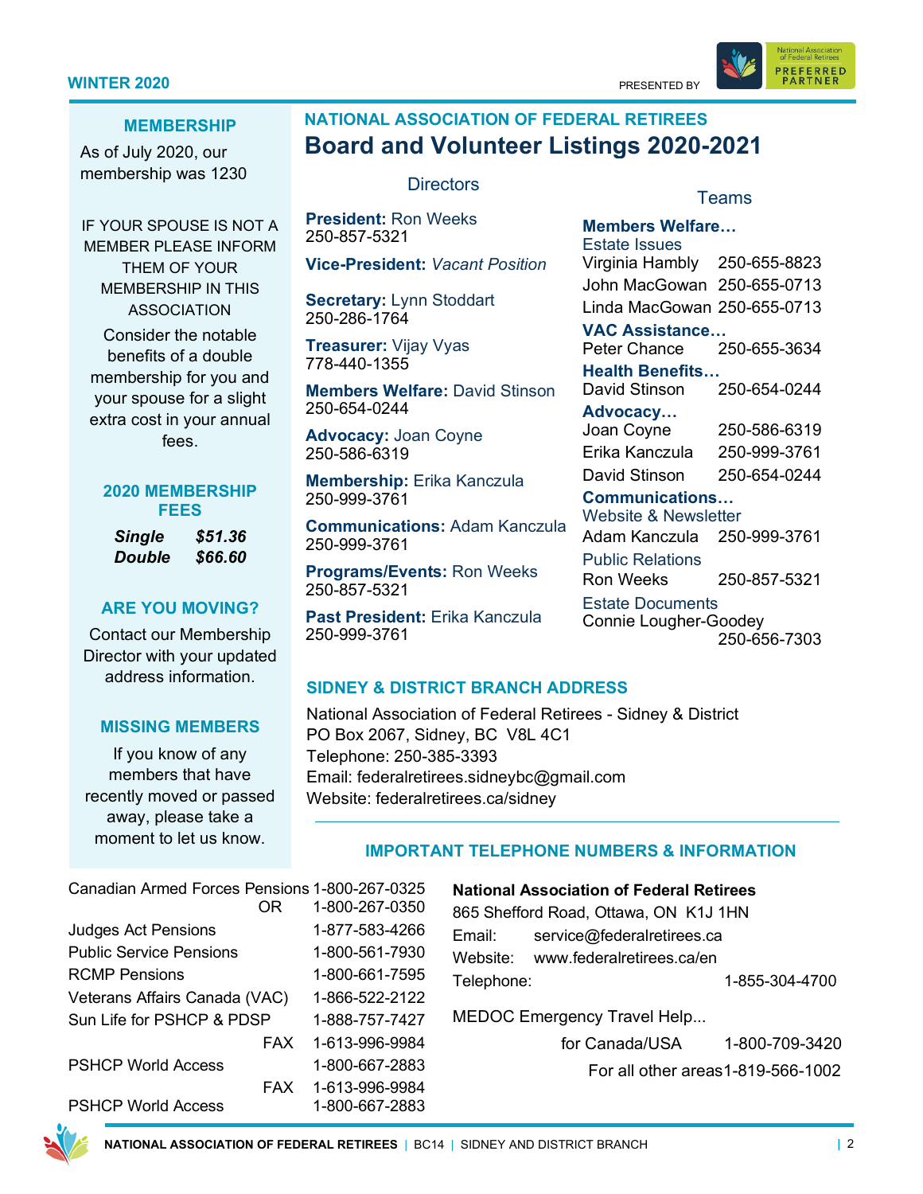## MEMBERSHIP

As of July 2020, our membership was 1230

IF YOUR SPOUSE IS NOT A MEMBER PLEASE INFORM THEM OF YOUR MEMBERSHIP IN THIS ASSOCIATION

Consider the notable benefits of a double membership for you and your spouse for a slight extra cost in your annual fees.

## 2020 MEMBERSHIP FEES

| | |
|---|---|
| ***Single*** | ***$51.36*** |
| ***Double*** | ***$66.60*** |

## ARE YOU MOVING?

Contact our Membership Director with your updated address information.

## MISSING MEMBERS

If you know of any members that have recently moved or passed away, please take a moment to let us know.

## NATIONAL ASSOCIATION OF FEDERAL RETIREES

# Board and Volunteer Listings 2020-2021

### Directors

**President:** Ron Weeks
250-857-5321

**Vice-President:** *Vacant Position*

**Secretary:** Lynn Stoddart
250-286-1764

**Treasurer:** Vijay Vyas
778-440-1355

**Members Welfare:** David Stinson
250-654-0244

**Advocacy:** Joan Coyne
250-586-6319

**Membership:** Erika Kanczula
250-999-3761

**Communications:** Adam Kanczula
250-999-3761

**Programs/Events:** Ron Weeks
250-857-5321

**Past President:** Erika Kanczula
250-999-3761

### Teams

**Members Welfare…**

Estate Issues

| | |
|---|---|
| Virginia Hambly | 250-655-8823 |
| John MacGowan | 250-655-0713 |
| Linda MacGowan | 250-655-0713 |

**VAC Assistance…**

| | |
|---|---|
| Peter Chance | 250-655-3634 |

**Health Benefits…**

| | |
|---|---|
| David Stinson | 250-654-0244 |

**Advocacy…**

| | |
|---|---|
| Joan Coyne | 250-586-6319 |
| Erika Kanczula | 250-999-3761 |
| David Stinson | 250-654-0244 |

**Communications…**

Website & Newsletter

| | |
|---|---|
| Adam Kanczula | 250-999-3761 |

Public Relations

| | |
|---|---|
| Ron Weeks | 250-857-5321 |

Estate Documents

| | |
|---|---|
| Connie Lougher-Goodey | 250-656-7303 |

## SIDNEY & DISTRICT BRANCH ADDRESS

National Association of Federal Retirees - Sidney & District
PO Box 2067, Sidney, BC V8L 4C1
Telephone: 250-385-3393
Email: federalretirees.sidneybc@gmail.com
Website: federalretirees.ca/sidney

## IMPORTANT TELEPHONE NUMBERS & INFORMATION

| | |
|---|---|
| Canadian Armed Forces Pensions | 1-800-267-0325 |
| OR | 1-800-267-0350 |
| Judges Act Pensions | 1-877-583-4266 |
| Public Service Pensions | 1-800-561-7930 |
| RCMP Pensions | 1-800-661-7595 |
| Veterans Affairs Canada (VAC) | 1-866-522-2122 |
| Sun Life for PSHCP & PDSP | 1-888-757-7427 |
| FAX | 1-613-996-9984 |
| PSHCP World Access | 1-800-667-2883 |
| FAX | 1-613-996-9984 |
| PSHCP World Access | 1-800-667-2883 |

**National Association of Federal Retirees**
865 Shefford Road, Ottawa, ON K1J 1HN
Email: service@federalretirees.ca
Website: www.federalretirees.ca/en
Telephone: 1-855-304-4700

MEDOC Emergency Travel Help...

| | |
|---|---|
| for Canada/USA | 1-800-709-3420 |
| For all other areas | 1-819-566-1002 |